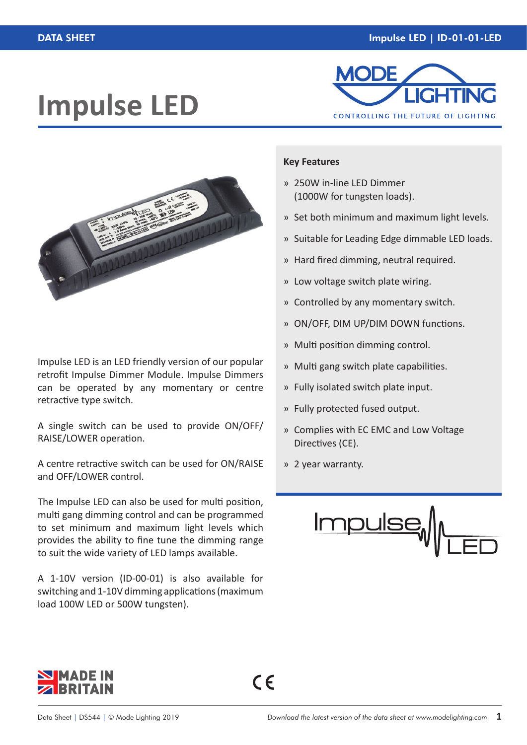# Impulse LED

Impulse LED is an LED friendly version of our popular retrofit Impulse Dimmer Module. Impulse Dimmers can be operated by any momentary or centre retractive type switch.

A single switch can be used to provide ON/OFF/RAISE/LOWER operation.

A centre retractive switch can be used for ON/RAISE and OFF/LOWER control.

The Impulse LED can also be used for multi position, multi gang dimming control and can be programmed to set minimum and maximum light levels which provides the ability to fine tune the dimming range to suit the wide variety of LED lamps available.

A 1-10V version (ID-00-01) is also available for switching and 1-10V dimming applications (maximum load 100W LED or 500W tungsten).

## Key Features

- 250W in-line LED Dimmer (1000W for tungsten loads).
- Set both minimum and maximum light levels.
- Suitable for Leading Edge dimmable LED loads.
- Hard fired dimming, neutral required.
- Low voltage switch plate wiring.
- Controlled by any momentary switch.
- ON/OFF, DIM UP/DIM DOWN functions.
- Multi position dimming control.
- Multi gang switch plate capabilities.
- Fully isolated switch plate input.
- Fully protected fused output.
- Complies with EC EMC and Low Voltage Directives (CE).
- 2 year warranty.

MADE IN BRITAIN

CE

Data Sheet | DS544 | © Mode Lighting 2019

*Download the latest version of the data sheet at www.modelighting.com*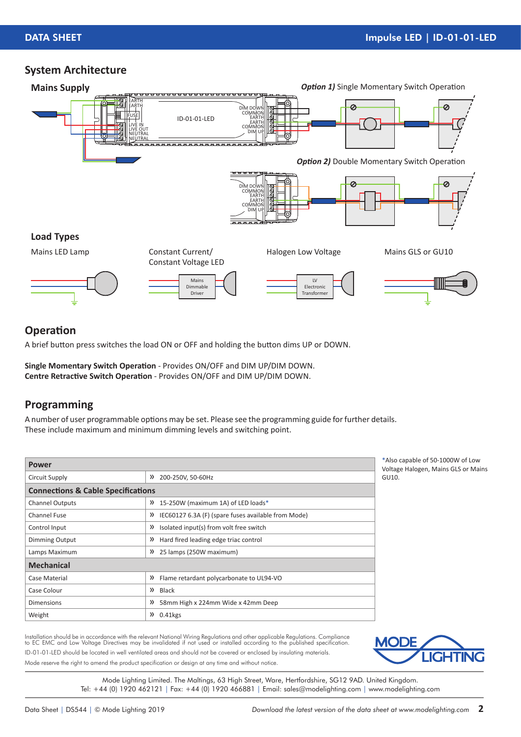## System Architecture

### Mains Supply

EARTH
EARTH
FUSE
LIVE IN
LIVE OUT
NEUTRAL
NEUTRAL

ID-01-01-LED

DIM DOWN
COMMON
EARTH
EARTH
COMMON
DIM UP

***Option 1)*** Single Momentary Switch Operation

***Option 2)*** Double Momentary Switch Operation

DIM DOWN
COMMON
EARTH
EARTH
COMMON
DIM UP

### Load Types

Mains LED Lamp

Constant Current/ Constant Voltage LED

Mains Dimmable Driver

Halogen Low Voltage

LV Electronic Transformer

Mains GLS or GU10

## Operation

A brief button press switches the load ON or OFF and holding the button dims UP or DOWN.

**Single Momentary Switch Operation** - Provides ON/OFF and DIM UP/DIM DOWN.
**Centre Retractive Switch Operation** - Provides ON/OFF and DIM UP/DIM DOWN.

## Programming

A number of user programmable options may be set. Please see the programming guide for further details. These include maximum and minimum dimming levels and switching point.

| | |
|---|---|
| **Power** | |
| Circuit Supply | » 200-250V, 50-60Hz |
| **Connections & Cable Specifications** | |
| Channel Outputs | » 15-250W (maximum 1A) of LED loads* |
| Channel Fuse | » IEC60127 6.3A (F) (spare fuses available from Mode) |
| Control Input | » Isolated input(s) from volt free switch |
| Dimming Output | » Hard fired leading edge triac control |
| Lamps Maximum | » 25 lamps (250W maximum) |
| **Mechanical** | |
| Case Material | » Flame retardant polycarbonate to UL94-VO |
| Case Colour | » Black |
| Dimensions | » 58mm High x 224mm Wide x 42mm Deep |
| Weight | » 0.41kgs |

*Also capable of 50-1000W of Low Voltage Halogen, Mains GLS or Mains GU10.

Installation should be in accordance with the relevant National Wiring Regulations and other applicable Regulations. Compliance to EC EMC and Low Voltage Directives may be invalidated if not used or installed according to the published specification.

ID-01-01-LED should be located in well ventilated areas and should not be covered or enclosed by insulating materials.

Mode reserve the right to amend the product specification or design at any time and without notice.

MODE LIGHTING

Mode Lighting Limited. The Maltings, 63 High Street, Ware, Hertfordshire, SG12 9AD. United Kingdom.
Tel: +44 (0) 1920 462121 | Fax: +44 (0) 1920 466881 | Email: sales@modelighting.com | www.modelighting.com